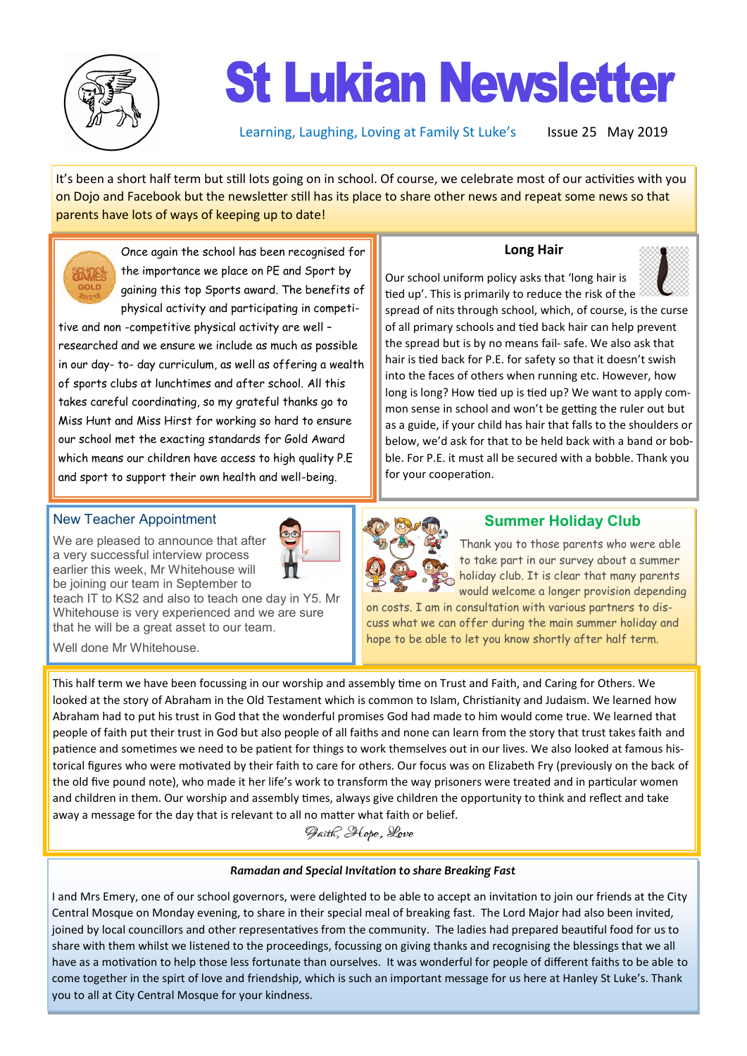# St Lukian Newsletter

Learning, Laughing, Loving at Family St Luke's  Issue 25 May 2019

It's been a short half term but still lots going on in school. Of course, we celebrate most of our activities with you on Dojo and Facebook but the newsletter still has its place to share other news and repeat some news so that parents have lots of ways of keeping up to date!

Once again the school has been recognised for the importance we place on PE and Sport by gaining this top Sports award. The benefits of physical activity and participating in competitive and non -competitive physical activity are well – researched and we ensure we include as much as possible in our day- to- day curriculum, as well as offering a wealth of sports clubs at lunchtimes and after school. All this takes careful coordinating, so my grateful thanks go to Miss Hunt and Miss Hirst for working so hard to ensure our school met the exacting standards for Gold Award which means our children have access to high quality P.E and sport to support their own health and well-being.

## Long Hair

Our school uniform policy asks that 'long hair is tied up'. This is primarily to reduce the risk of the spread of nits through school, which, of course, is the curse of all primary schools and tied back hair can help prevent the spread but is by no means fail- safe. We also ask that hair is tied back for P.E. for safety so that it doesn't swish into the faces of others when running etc. However, how long is long? How tied up is tied up? We want to apply common sense in school and won't be getting the ruler out but as a guide, if your child has hair that falls to the shoulders or below, we'd ask for that to be held back with a band or bobble. For P.E. it must all be secured with a bobble. Thank you for your cooperation.

## New Teacher Appointment

We are pleased to announce that after a very successful interview process earlier this week, Mr Whitehouse will be joining our team in September to teach IT to KS2 and also to teach one day in Y5. Mr Whitehouse is very experienced and we are sure that he will be a great asset to our team.

Well done Mr Whitehouse.

## Summer Holiday Club

Thank you to those parents who were able to take part in our survey about a summer holiday club. It is clear that many parents would welcome a longer provision depending on costs. I am in consultation with various partners to discuss what we can offer during the main summer holiday and hope to be able to let you know shortly after half term.

This half term we have been focussing in our worship and assembly time on Trust and Faith, and Caring for Others. We looked at the story of Abraham in the Old Testament which is common to Islam, Christianity and Judaism. We learned how Abraham had to put his trust in God that the wonderful promises God had made to him would come true. We learned that people of faith put their trust in God but also people of all faiths and none can learn from the story that trust takes faith and patience and sometimes we need to be patient for things to work themselves out in our lives. We also looked at famous historical figures who were motivated by their faith to care for others. Our focus was on Elizabeth Fry (previously on the back of the old five pound note), who made it her life's work to transform the way prisoners were treated and in particular women and children in them. Our worship and assembly times, always give children the opportunity to think and reflect and take away a message for the day that is relevant to all no matter what faith or belief.

*Faith, Hope, Love*

***Ramadan and Special Invitation to share Breaking Fast***

I and Mrs Emery, one of our school governors, were delighted to be able to accept an invitation to join our friends at the City Central Mosque on Monday evening, to share in their special meal of breaking fast. The Lord Major had also been invited, joined by local councillors and other representatives from the community. The ladies had prepared beautiful food for us to share with them whilst we listened to the proceedings, focussing on giving thanks and recognising the blessings that we all have as a motivation to help those less fortunate than ourselves. It was wonderful for people of different faiths to be able to come together in the spirt of love and friendship, which is such an important message for us here at Hanley St Luke's. Thank you to all at City Central Mosque for your kindness.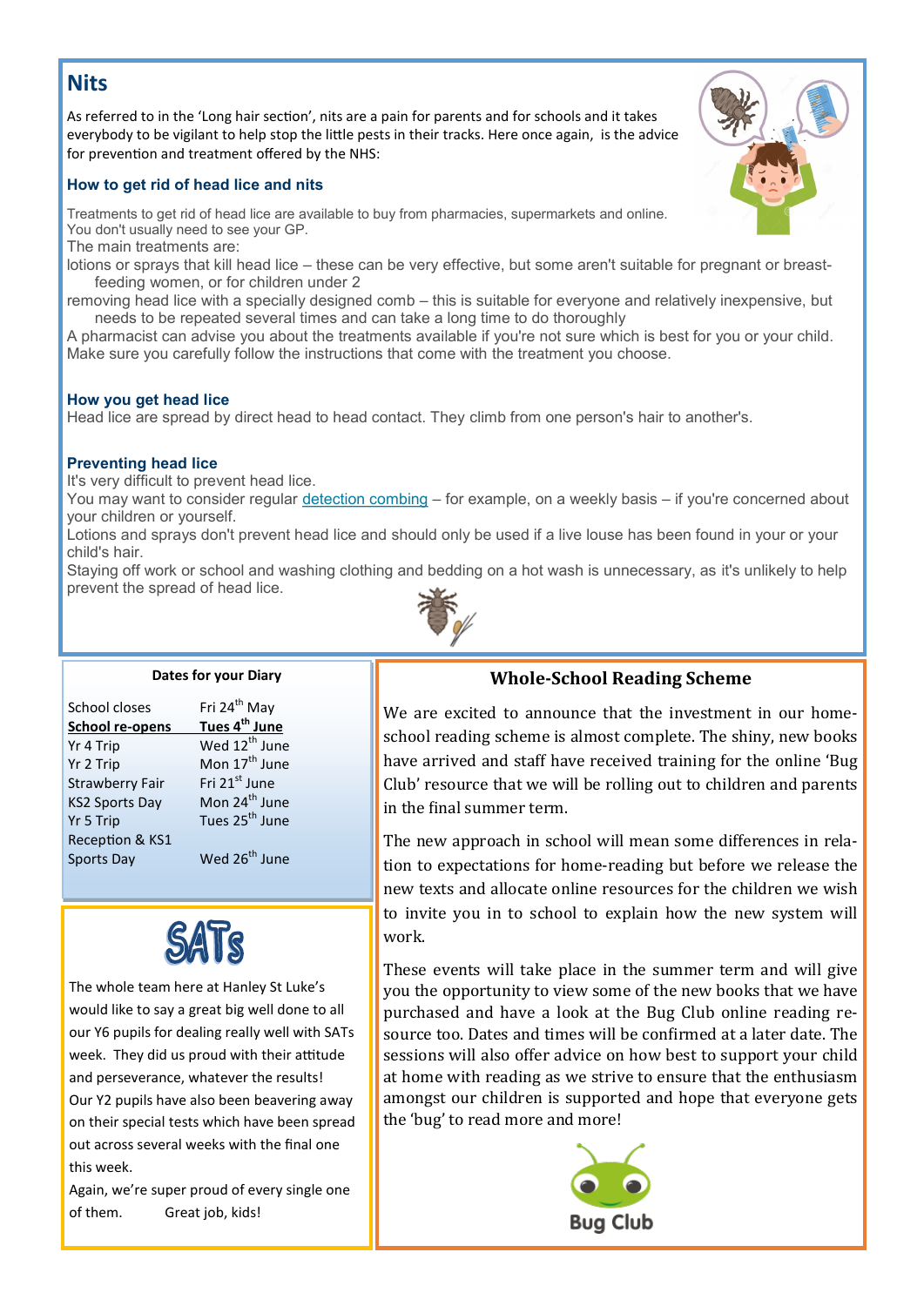## Nits

As referred to in the 'Long hair section', nits are a pain for parents and for schools and it takes everybody to be vigilant to help stop the little pests in their tracks. Here once again, is the advice for prevention and treatment offered by the NHS:

### How to get rid of head lice and nits

Treatments to get rid of head lice are available to buy from pharmacies, supermarkets and online. You don't usually need to see your GP.

The main treatments are:

lotions or sprays that kill head lice – these can be very effective, but some aren't suitable for pregnant or breast-feeding women, or for children under 2

removing head lice with a specially designed comb – this is suitable for everyone and relatively inexpensive, but needs to be repeated several times and can take a long time to do thoroughly

A pharmacist can advise you about the treatments available if you're not sure which is best for you or your child. Make sure you carefully follow the instructions that come with the treatment you choose.

### How you get head lice

Head lice are spread by direct head to head contact. They climb from one person's hair to another's.

### Preventing head lice

It's very difficult to prevent head lice.

You may want to consider regular detection combing – for example, on a weekly basis – if you're concerned about your children or yourself.

Lotions and sprays don't prevent head lice and should only be used if a live louse has been found in your or your child's hair.

Staying off work or school and washing clothing and bedding on a hot wash is unnecessary, as it's unlikely to help prevent the spread of head lice.

### Dates for your Diary

| | |
|---|---|
| School closes | Fri 24th May |
| **School re-opens** | **Tues 4th June** |
| Yr 4 Trip | Wed 12th June |
| Yr 2 Trip | Mon 17th June |
| Strawberry Fair | Fri 21st June |
| KS2 Sports Day | Mon 24th June |
| Yr 5 Trip | Tues 25th June |
| Reception & KS1 Sports Day | Wed 26th June |

### SATs

The whole team here at Hanley St Luke's would like to say a great big well done to all our Y6 pupils for dealing really well with SATs week. They did us proud with their attitude and perseverance, whatever the results!

Our Y2 pupils have also been beavering away on their special tests which have been spread out across several weeks with the final one this week.

Again, we're super proud of every single one of them. Great job, kids!

### Whole-School Reading Scheme

We are excited to announce that the investment in our home-school reading scheme is almost complete. The shiny, new books have arrived and staff have received training for the online 'Bug Club' resource that we will be rolling out to children and parents in the final summer term.

The new approach in school will mean some differences in relation to expectations for home-reading but before we release the new texts and allocate online resources for the children we wish to invite you in to school to explain how the new system will work.

These events will take place in the summer term and will give you the opportunity to view some of the new books that we have purchased and have a look at the Bug Club online reading resource too. Dates and times will be confirmed at a later date. The sessions will also offer advice on how best to support your child at home with reading as we strive to ensure that the enthusiasm amongst our children is supported and hope that everyone gets the 'bug' to read more and more!

Bug Club